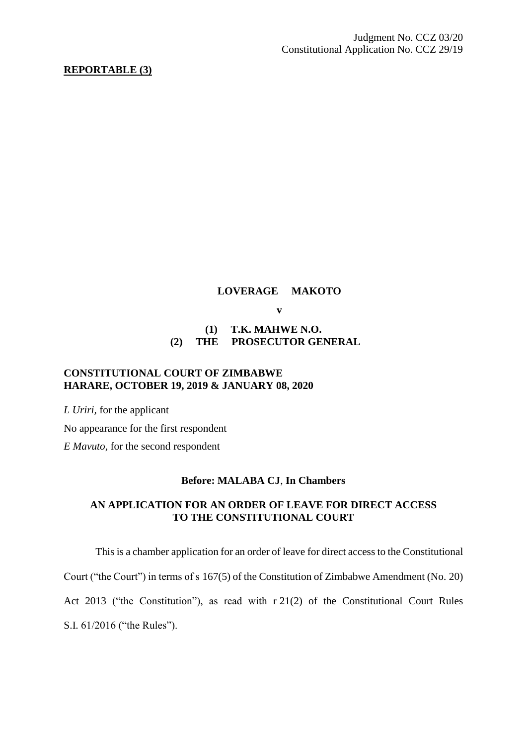Judgment No. CCZ 03/20
Constitutional Application No. CCZ 29/19

**REPORTABLE (3)**

**LOVERAGE MAKOTO**

**v**

**(1) T.K. MAHWE N.O.**
**(2) THE PROSECUTOR GENERAL**

**CONSTITUTIONAL COURT OF ZIMBABWE**
**HARARE, OCTOBER 19, 2019 & JANUARY 08, 2020**

*L Uriri,* for the applicant

No appearance for the first respondent

*E Mavuto,* for the second respondent

**Before: MALABA CJ**, **In Chambers**

**AN APPLICATION FOR AN ORDER OF LEAVE FOR DIRECT ACCESS TO THE CONSTITUTIONAL COURT**

This is a chamber application for an order of leave for direct access to the Constitutional Court ("the Court") in terms of s 167(5) of the Constitution of Zimbabwe Amendment (No. 20) Act 2013 ("the Constitution"), as read with r 21(2) of the Constitutional Court Rules S.I. 61/2016 ("the Rules").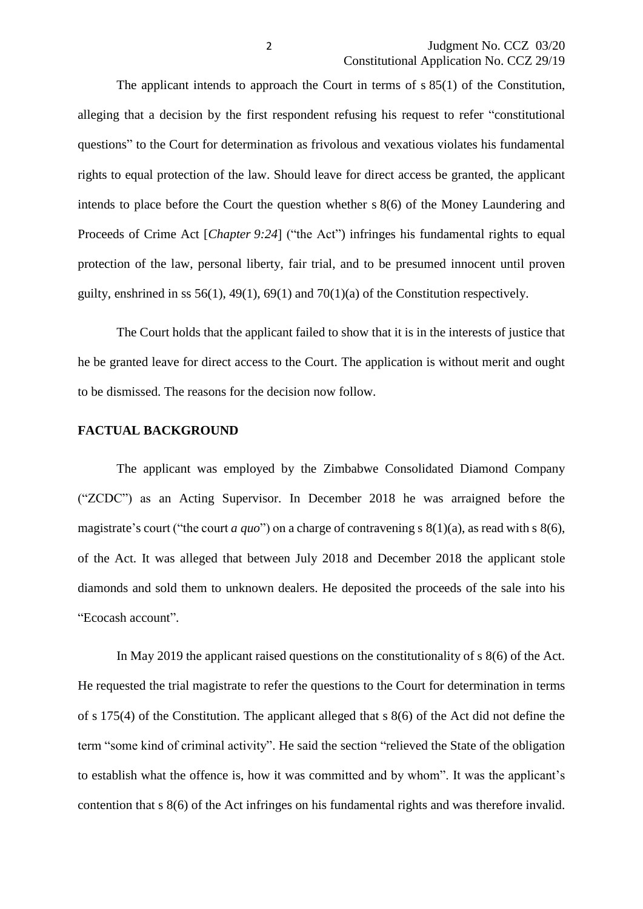The applicant intends to approach the Court in terms of s 85(1) of the Constitution, alleging that a decision by the first respondent refusing his request to refer "constitutional questions" to the Court for determination as frivolous and vexatious violates his fundamental rights to equal protection of the law. Should leave for direct access be granted, the applicant intends to place before the Court the question whether s 8(6) of the Money Laundering and Proceeds of Crime Act [*Chapter 9:24*] ("the Act") infringes his fundamental rights to equal protection of the law, personal liberty, fair trial, and to be presumed innocent until proven guilty, enshrined in ss 56(1), 49(1), 69(1) and 70(1)(a) of the Constitution respectively.

The Court holds that the applicant failed to show that it is in the interests of justice that he be granted leave for direct access to the Court. The application is without merit and ought to be dismissed. The reasons for the decision now follow.

**FACTUAL BACKGROUND**

The applicant was employed by the Zimbabwe Consolidated Diamond Company ("ZCDC") as an Acting Supervisor. In December 2018 he was arraigned before the magistrate's court ("the court *a quo*") on a charge of contravening s 8(1)(a), as read with s 8(6), of the Act. It was alleged that between July 2018 and December 2018 the applicant stole diamonds and sold them to unknown dealers. He deposited the proceeds of the sale into his "Ecocash account".

In May 2019 the applicant raised questions on the constitutionality of s 8(6) of the Act. He requested the trial magistrate to refer the questions to the Court for determination in terms of s 175(4) of the Constitution. The applicant alleged that s 8(6) of the Act did not define the term "some kind of criminal activity". He said the section "relieved the State of the obligation to establish what the offence is, how it was committed and by whom". It was the applicant's contention that s 8(6) of the Act infringes on his fundamental rights and was therefore invalid.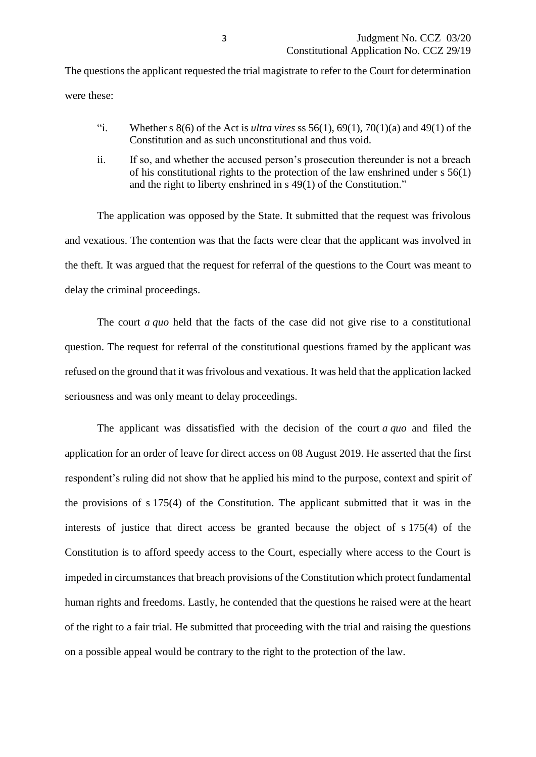The questions the applicant requested the trial magistrate to refer to the Court for determination were these:

> "i. Whether s 8(6) of the Act is *ultra vires* ss 56(1), 69(1), 70(1)(a) and 49(1) of the Constitution and as such unconstitutional and thus void.
>
> ii. If so, and whether the accused person's prosecution thereunder is not a breach of his constitutional rights to the protection of the law enshrined under s 56(1) and the right to liberty enshrined in s 49(1) of the Constitution."

The application was opposed by the State. It submitted that the request was frivolous and vexatious. The contention was that the facts were clear that the applicant was involved in the theft. It was argued that the request for referral of the questions to the Court was meant to delay the criminal proceedings.

The court *a quo* held that the facts of the case did not give rise to a constitutional question. The request for referral of the constitutional questions framed by the applicant was refused on the ground that it was frivolous and vexatious. It was held that the application lacked seriousness and was only meant to delay proceedings.

The applicant was dissatisfied with the decision of the court *a quo* and filed the application for an order of leave for direct access on 08 August 2019. He asserted that the first respondent's ruling did not show that he applied his mind to the purpose, context and spirit of the provisions of s 175(4) of the Constitution. The applicant submitted that it was in the interests of justice that direct access be granted because the object of s 175(4) of the Constitution is to afford speedy access to the Court, especially where access to the Court is impeded in circumstances that breach provisions of the Constitution which protect fundamental human rights and freedoms. Lastly, he contended that the questions he raised were at the heart of the right to a fair trial. He submitted that proceeding with the trial and raising the questions on a possible appeal would be contrary to the right to the protection of the law.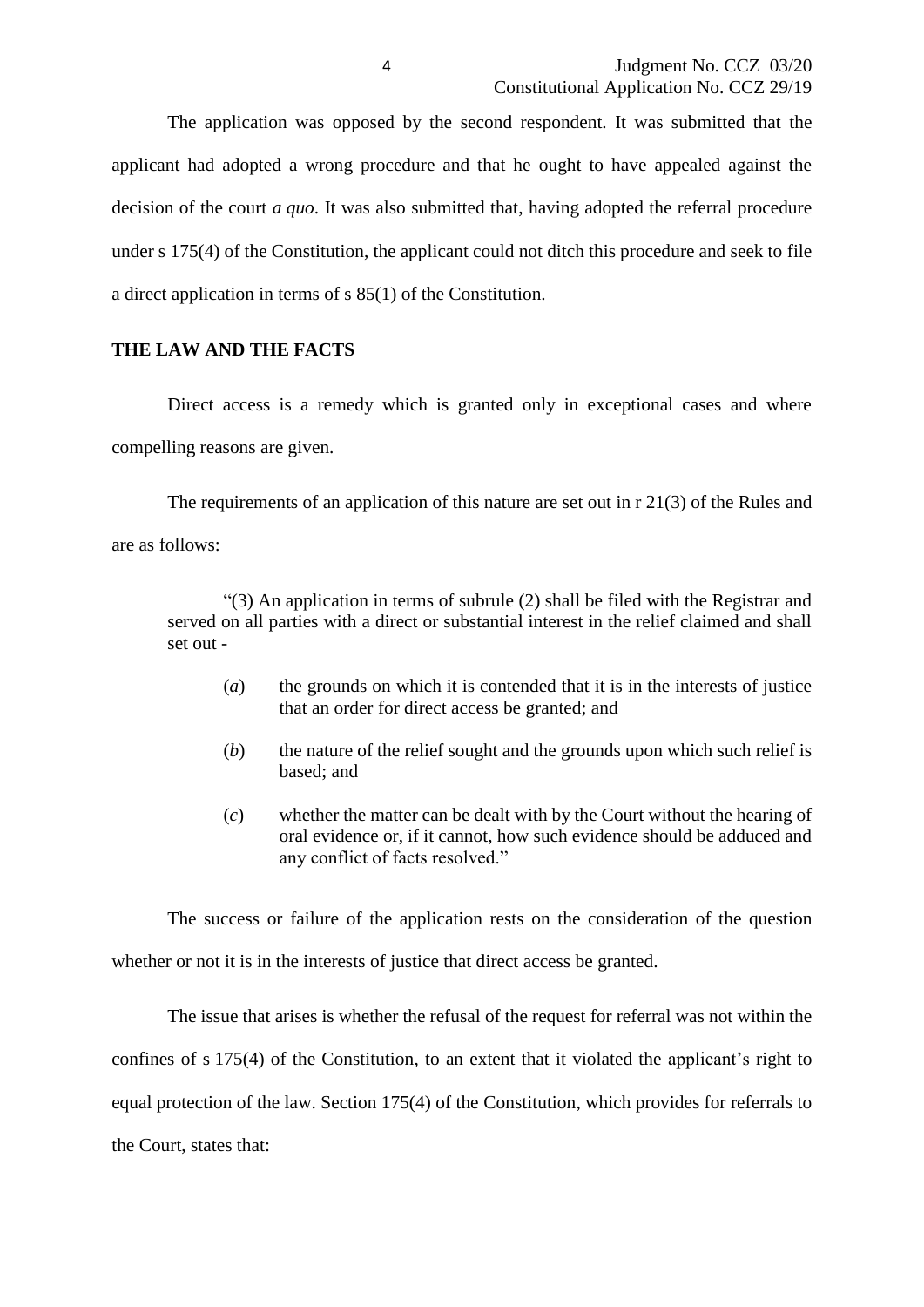The application was opposed by the second respondent. It was submitted that the applicant had adopted a wrong procedure and that he ought to have appealed against the decision of the court *a quo*. It was also submitted that, having adopted the referral procedure under s 175(4) of the Constitution, the applicant could not ditch this procedure and seek to file a direct application in terms of s 85(1) of the Constitution.

## THE LAW AND THE FACTS

Direct access is a remedy which is granted only in exceptional cases and where compelling reasons are given.

The requirements of an application of this nature are set out in r 21(3) of the Rules and are as follows:

> "(3) An application in terms of subrule (2) shall be filed with the Registrar and served on all parties with a direct or substantial interest in the relief claimed and shall set out -
>
> (*a*) the grounds on which it is contended that it is in the interests of justice that an order for direct access be granted; and
>
> (*b*) the nature of the relief sought and the grounds upon which such relief is based; and
>
> (*c*) whether the matter can be dealt with by the Court without the hearing of oral evidence or, if it cannot, how such evidence should be adduced and any conflict of facts resolved."

The success or failure of the application rests on the consideration of the question whether or not it is in the interests of justice that direct access be granted.

The issue that arises is whether the refusal of the request for referral was not within the confines of s 175(4) of the Constitution, to an extent that it violated the applicant's right to equal protection of the law. Section 175(4) of the Constitution, which provides for referrals to the Court, states that: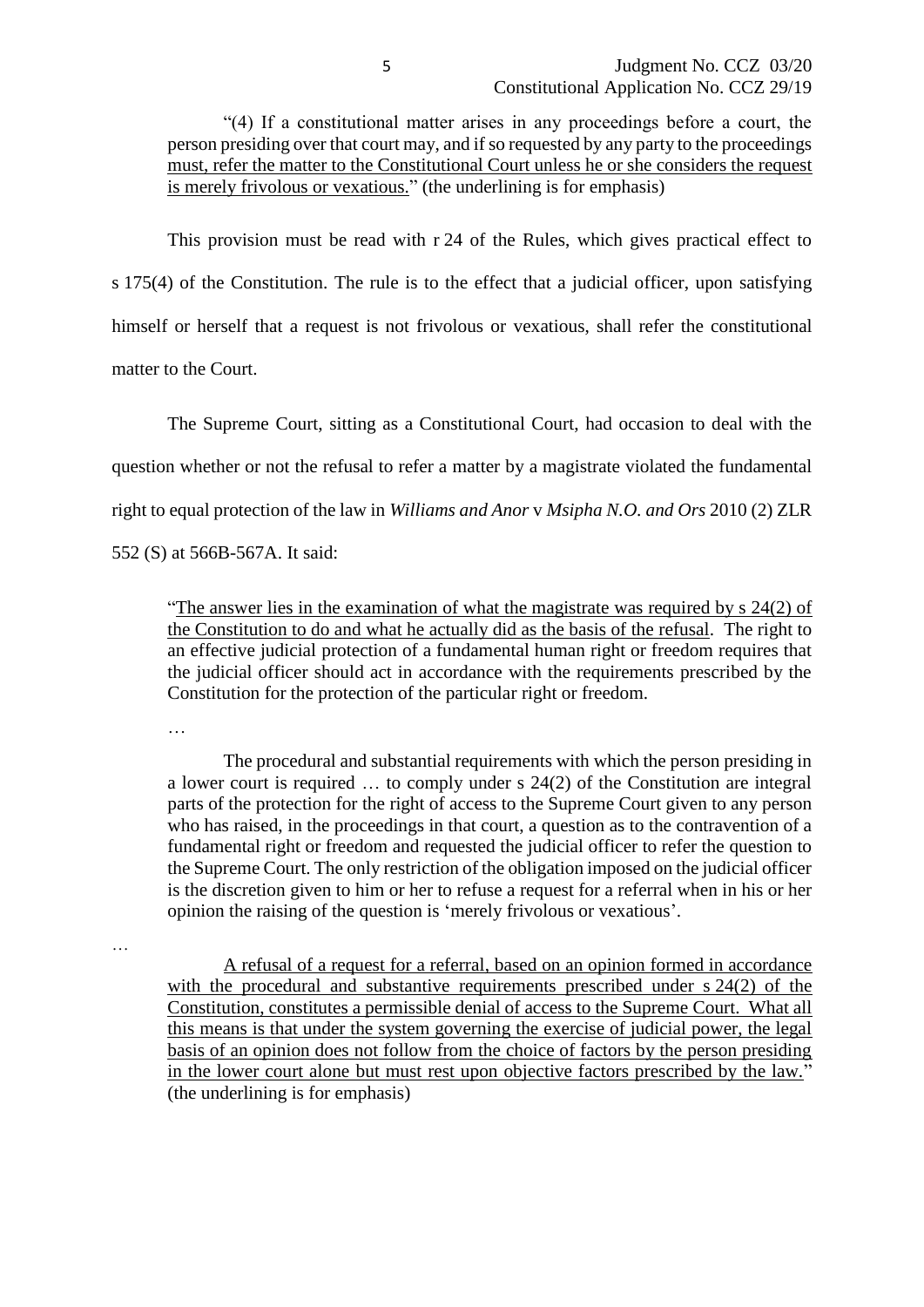> "(4) If a constitutional matter arises in any proceedings before a court, the person presiding over that court may, and if so requested by any party to the proceedings <u>must, refer the matter to the Constitutional Court unless he or she considers the request is merely frivolous or vexatious.</u>" (the underlining is for emphasis)

This provision must be read with r 24 of the Rules, which gives practical effect to s 175(4) of the Constitution. The rule is to the effect that a judicial officer, upon satisfying himself or herself that a request is not frivolous or vexatious, shall refer the constitutional matter to the Court.

The Supreme Court, sitting as a Constitutional Court, had occasion to deal with the question whether or not the refusal to refer a matter by a magistrate violated the fundamental right to equal protection of the law in *Williams and Anor* v *Msipha N.O. and Ors* 2010 (2) ZLR 552 (S) at 566B-567A. It said:

> "<u>The answer lies in the examination of what the magistrate was required by s 24(2) of the Constitution to do and what he actually did as the basis of the refusal</u>. The right to an effective judicial protection of a fundamental human right or freedom requires that the judicial officer should act in accordance with the requirements prescribed by the Constitution for the protection of the particular right or freedom.
>
> …
>
> The procedural and substantial requirements with which the person presiding in a lower court is required … to comply under s 24(2) of the Constitution are integral parts of the protection for the right of access to the Supreme Court given to any person who has raised, in the proceedings in that court, a question as to the contravention of a fundamental right or freedom and requested the judicial officer to refer the question to the Supreme Court. The only restriction of the obligation imposed on the judicial officer is the discretion given to him or her to refuse a request for a referral when in his or her opinion the raising of the question is 'merely frivolous or vexatious'.
>
> …
>
> <u>A refusal of a request for a referral, based on an opinion formed in accordance with the procedural and substantive requirements prescribed under s 24(2) of the Constitution, constitutes a permissible denial of access to the Supreme Court. What all this means is that under the system governing the exercise of judicial power, the legal basis of an opinion does not follow from the choice of factors by the person presiding in the lower court alone but must rest upon objective factors prescribed by the law.</u>" (the underlining is for emphasis)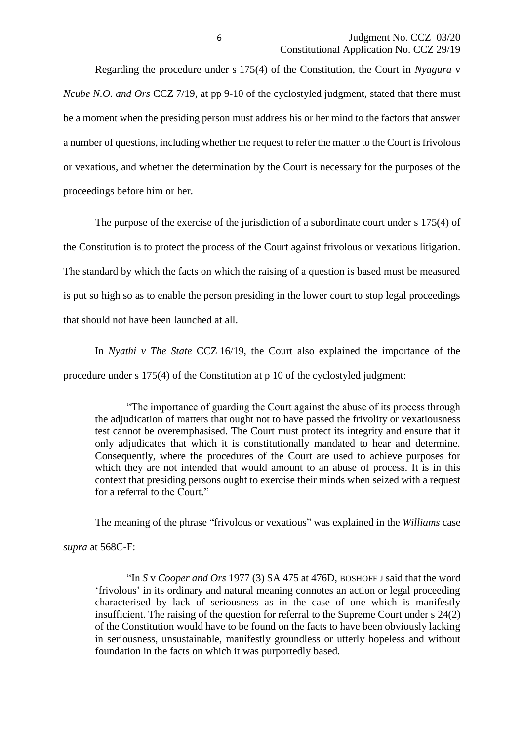Regarding the procedure under s 175(4) of the Constitution, the Court in *Nyagura* v *Ncube N.O. and Ors* CCZ 7/19, at pp 9-10 of the cyclostyled judgment, stated that there must be a moment when the presiding person must address his or her mind to the factors that answer a number of questions, including whether the request to refer the matter to the Court is frivolous or vexatious, and whether the determination by the Court is necessary for the purposes of the proceedings before him or her.

The purpose of the exercise of the jurisdiction of a subordinate court under s 175(4) of the Constitution is to protect the process of the Court against frivolous or vexatious litigation. The standard by which the facts on which the raising of a question is based must be measured is put so high so as to enable the person presiding in the lower court to stop legal proceedings that should not have been launched at all.

In *Nyathi v The State* CCZ 16/19, the Court also explained the importance of the procedure under s 175(4) of the Constitution at p 10 of the cyclostyled judgment:

> "The importance of guarding the Court against the abuse of its process through the adjudication of matters that ought not to have passed the frivolity or vexatiousness test cannot be overemphasised. The Court must protect its integrity and ensure that it only adjudicates that which it is constitutionally mandated to hear and determine. Consequently, where the procedures of the Court are used to achieve purposes for which they are not intended that would amount to an abuse of process. It is in this context that presiding persons ought to exercise their minds when seized with a request for a referral to the Court."

The meaning of the phrase "frivolous or vexatious" was explained in the *Williams* case *supra* at 568C-F:

> "In *S* v *Cooper and Ors* 1977 (3) SA 475 at 476D, BOSHOFF J said that the word 'frivolous' in its ordinary and natural meaning connotes an action or legal proceeding characterised by lack of seriousness as in the case of one which is manifestly insufficient. The raising of the question for referral to the Supreme Court under s 24(2) of the Constitution would have to be found on the facts to have been obviously lacking in seriousness, unsustainable, manifestly groundless or utterly hopeless and without foundation in the facts on which it was purportedly based.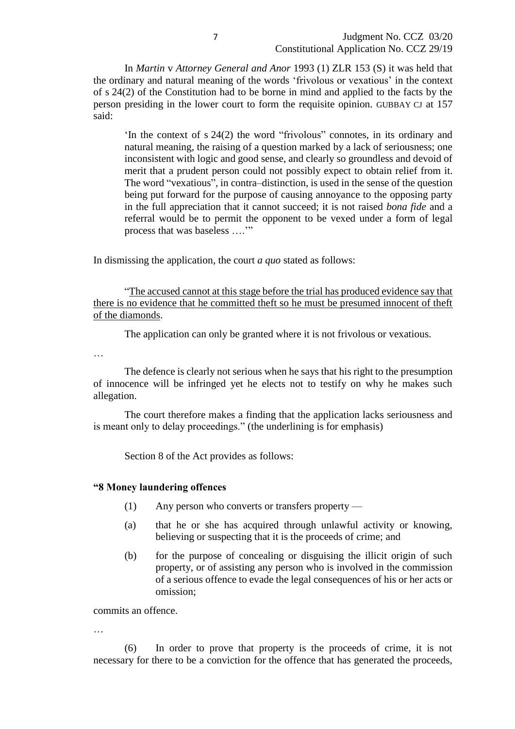In *Martin* v *Attorney General and Anor* 1993 (1) ZLR 153 (S) it was held that the ordinary and natural meaning of the words 'frivolous or vexatious' in the context of s 24(2) of the Constitution had to be borne in mind and applied to the facts by the person presiding in the lower court to form the requisite opinion. GUBBAY CJ at 157 said:

> 'In the context of s 24(2) the word "frivolous" connotes, in its ordinary and natural meaning, the raising of a question marked by a lack of seriousness; one inconsistent with logic and good sense, and clearly so groundless and devoid of merit that a prudent person could not possibly expect to obtain relief from it. The word "vexatious", in contra–distinction, is used in the sense of the question being put forward for the purpose of causing annoyance to the opposing party in the full appreciation that it cannot succeed; it is not raised *bona fide* and a referral would be to permit the opponent to be vexed under a form of legal process that was baseless ….'"

In dismissing the application, the court *a quo* stated as follows:

> "The accused cannot at this stage before the trial has produced evidence say that there is no evidence that he committed theft so he must be presumed innocent of theft of the diamonds.
>
> The application can only be granted where it is not frivolous or vexatious.
>
> …
>
> The defence is clearly not serious when he says that his right to the presumption of innocence will be infringed yet he elects not to testify on why he makes such allegation.
>
> The court therefore makes a finding that the application lacks seriousness and is meant only to delay proceedings." (the underlining is for emphasis)

Section 8 of the Act provides as follows:

**"8 Money laundering offences**

(1) Any person who converts or transfers property —

(a) that he or she has acquired through unlawful activity or knowing, believing or suspecting that it is the proceeds of crime; and

(b) for the purpose of concealing or disguising the illicit origin of such property, or of assisting any person who is involved in the commission of a serious offence to evade the legal consequences of his or her acts or omission;

commits an offence.

…

(6) In order to prove that property is the proceeds of crime, it is not necessary for there to be a conviction for the offence that has generated the proceeds,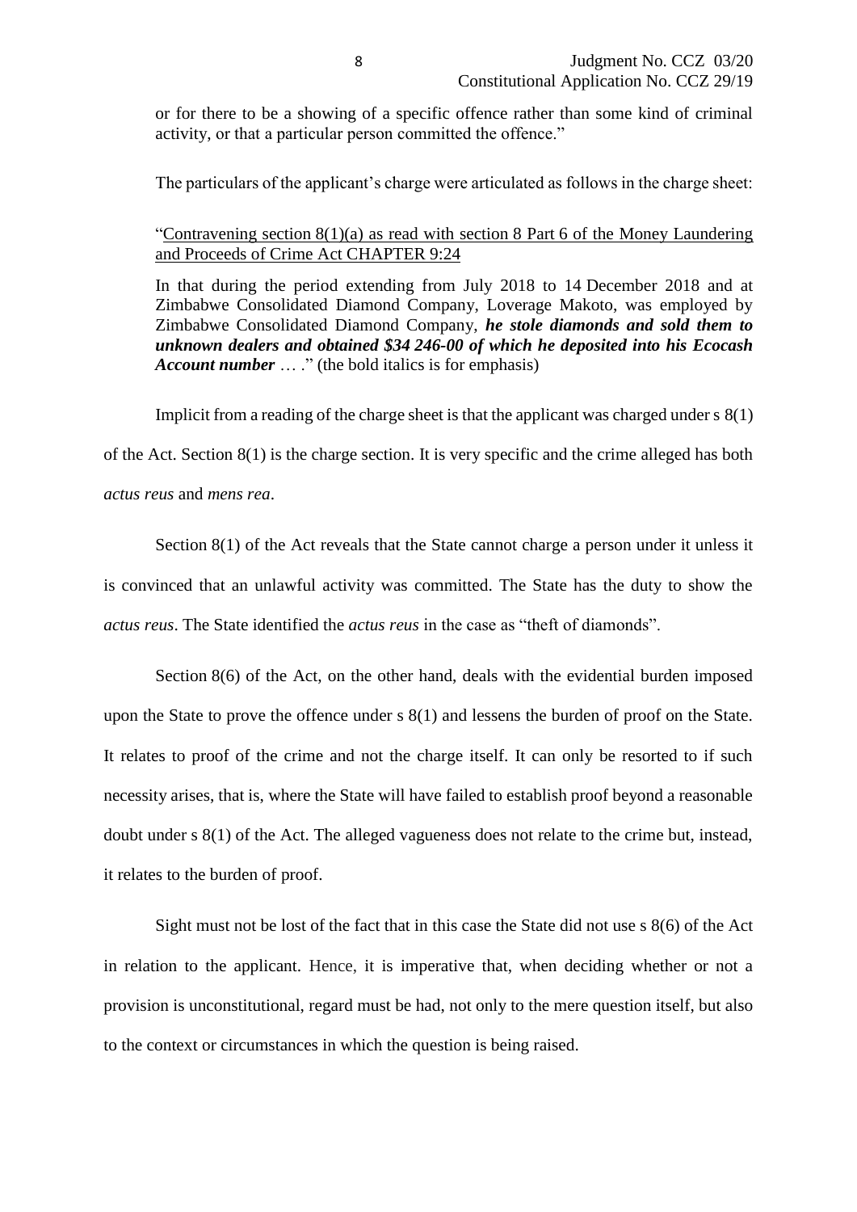or for there to be a showing of a specific offence rather than some kind of criminal activity, or that a particular person committed the offence."

The particulars of the applicant's charge were articulated as follows in the charge sheet:

> "Contravening section 8(1)(a) as read with section 8 Part 6 of the Money Laundering and Proceeds of Crime Act CHAPTER 9:24
>
> In that during the period extending from July 2018 to 14 December 2018 and at Zimbabwe Consolidated Diamond Company, Loverage Makoto, was employed by Zimbabwe Consolidated Diamond Company, ***he stole diamonds and sold them to unknown dealers and obtained $34 246-00 of which he deposited into his Ecocash Account number*** … ." (the bold italics is for emphasis)

Implicit from a reading of the charge sheet is that the applicant was charged under s 8(1) of the Act. Section 8(1) is the charge section. It is very specific and the crime alleged has both *actus reus* and *mens rea*.

Section 8(1) of the Act reveals that the State cannot charge a person under it unless it is convinced that an unlawful activity was committed. The State has the duty to show the *actus reus*. The State identified the *actus reus* in the case as "theft of diamonds".

Section 8(6) of the Act, on the other hand, deals with the evidential burden imposed upon the State to prove the offence under s 8(1) and lessens the burden of proof on the State. It relates to proof of the crime and not the charge itself. It can only be resorted to if such necessity arises, that is, where the State will have failed to establish proof beyond a reasonable doubt under s 8(1) of the Act. The alleged vagueness does not relate to the crime but, instead, it relates to the burden of proof.

Sight must not be lost of the fact that in this case the State did not use s 8(6) of the Act in relation to the applicant. Hence, it is imperative that, when deciding whether or not a provision is unconstitutional, regard must be had, not only to the mere question itself, but also to the context or circumstances in which the question is being raised.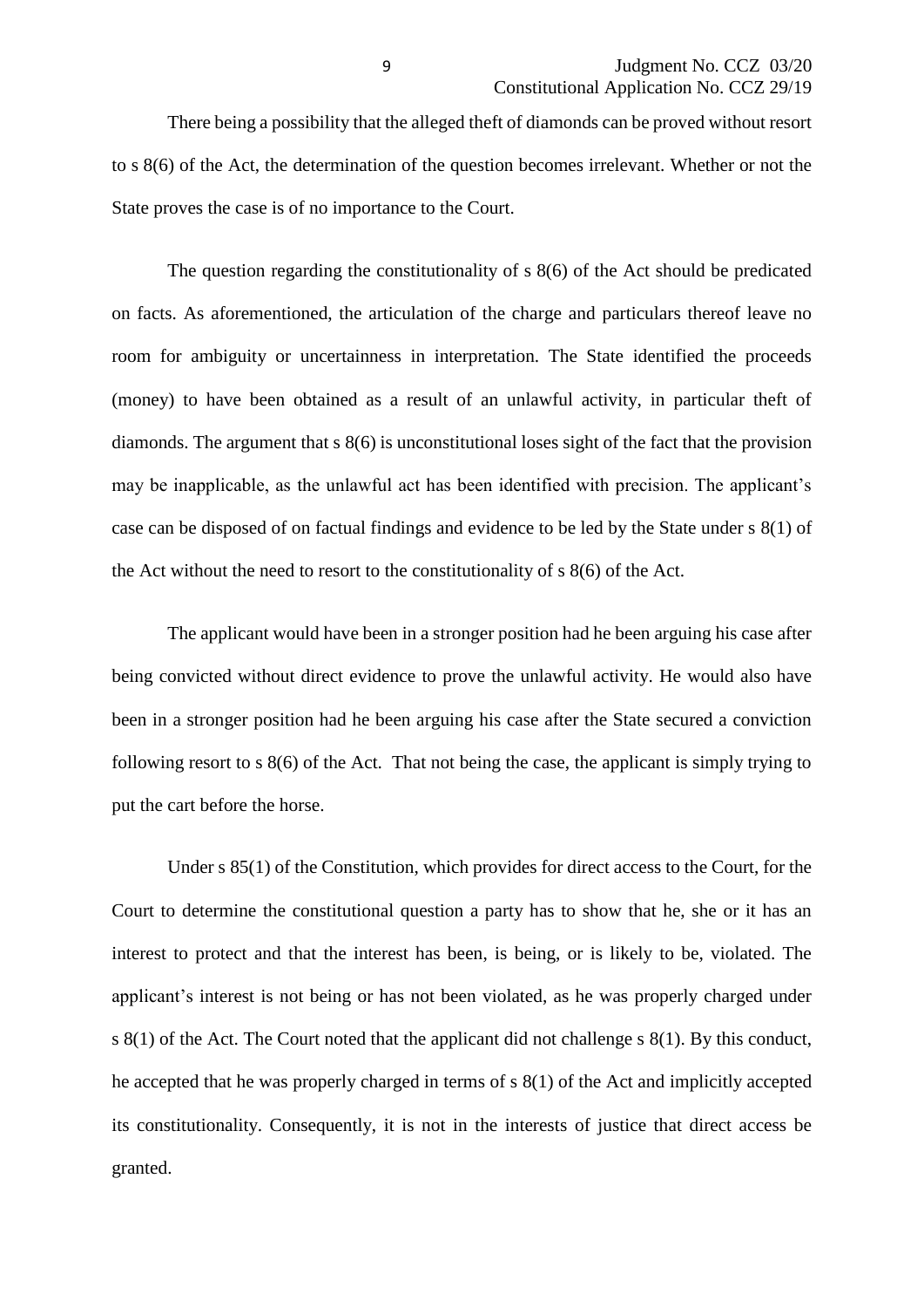There being a possibility that the alleged theft of diamonds can be proved without resort to s 8(6) of the Act, the determination of the question becomes irrelevant. Whether or not the State proves the case is of no importance to the Court.

The question regarding the constitutionality of s 8(6) of the Act should be predicated on facts. As aforementioned, the articulation of the charge and particulars thereof leave no room for ambiguity or uncertainness in interpretation. The State identified the proceeds (money) to have been obtained as a result of an unlawful activity, in particular theft of diamonds. The argument that s 8(6) is unconstitutional loses sight of the fact that the provision may be inapplicable, as the unlawful act has been identified with precision. The applicant's case can be disposed of on factual findings and evidence to be led by the State under s 8(1) of the Act without the need to resort to the constitutionality of s 8(6) of the Act.

The applicant would have been in a stronger position had he been arguing his case after being convicted without direct evidence to prove the unlawful activity. He would also have been in a stronger position had he been arguing his case after the State secured a conviction following resort to s 8(6) of the Act. That not being the case, the applicant is simply trying to put the cart before the horse.

Under s 85(1) of the Constitution, which provides for direct access to the Court, for the Court to determine the constitutional question a party has to show that he, she or it has an interest to protect and that the interest has been, is being, or is likely to be, violated. The applicant's interest is not being or has not been violated, as he was properly charged under s 8(1) of the Act. The Court noted that the applicant did not challenge s 8(1). By this conduct, he accepted that he was properly charged in terms of s 8(1) of the Act and implicitly accepted its constitutionality. Consequently, it is not in the interests of justice that direct access be granted.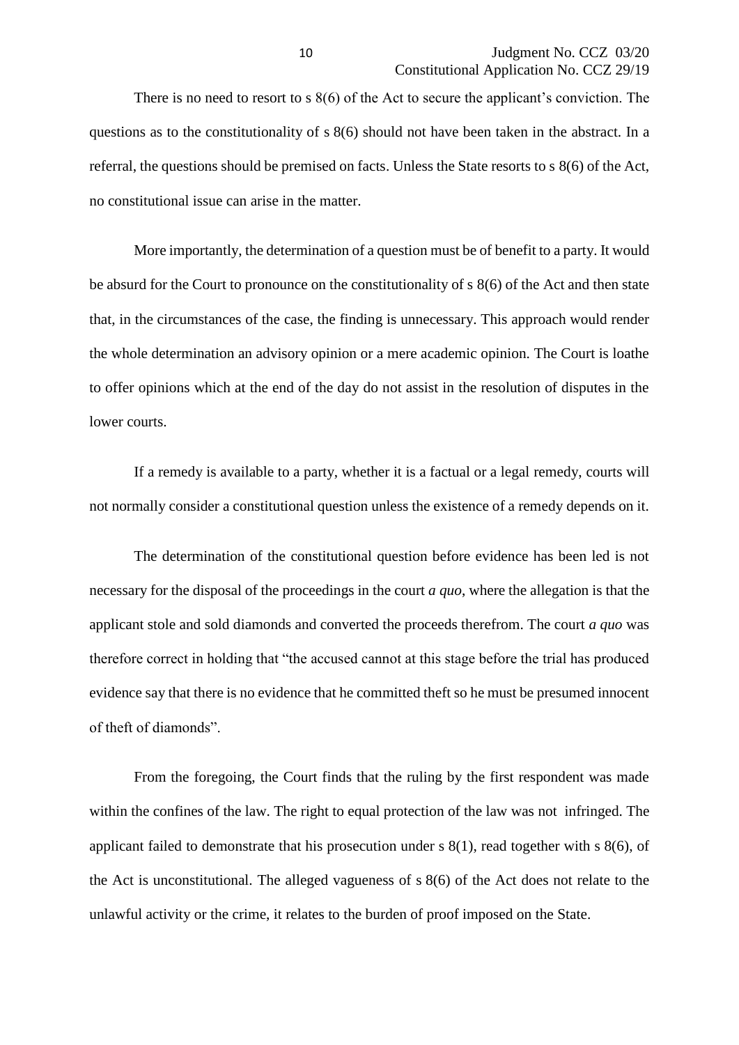There is no need to resort to s 8(6) of the Act to secure the applicant's conviction. The questions as to the constitutionality of s 8(6) should not have been taken in the abstract. In a referral, the questions should be premised on facts. Unless the State resorts to s 8(6) of the Act, no constitutional issue can arise in the matter.

More importantly, the determination of a question must be of benefit to a party. It would be absurd for the Court to pronounce on the constitutionality of s 8(6) of the Act and then state that, in the circumstances of the case, the finding is unnecessary. This approach would render the whole determination an advisory opinion or a mere academic opinion. The Court is loathe to offer opinions which at the end of the day do not assist in the resolution of disputes in the lower courts.

If a remedy is available to a party, whether it is a factual or a legal remedy, courts will not normally consider a constitutional question unless the existence of a remedy depends on it.

The determination of the constitutional question before evidence has been led is not necessary for the disposal of the proceedings in the court *a quo*, where the allegation is that the applicant stole and sold diamonds and converted the proceeds therefrom. The court *a quo* was therefore correct in holding that "the accused cannot at this stage before the trial has produced evidence say that there is no evidence that he committed theft so he must be presumed innocent of theft of diamonds".

From the foregoing, the Court finds that the ruling by the first respondent was made within the confines of the law. The right to equal protection of the law was not infringed. The applicant failed to demonstrate that his prosecution under s 8(1), read together with s 8(6), of the Act is unconstitutional. The alleged vagueness of s 8(6) of the Act does not relate to the unlawful activity or the crime, it relates to the burden of proof imposed on the State.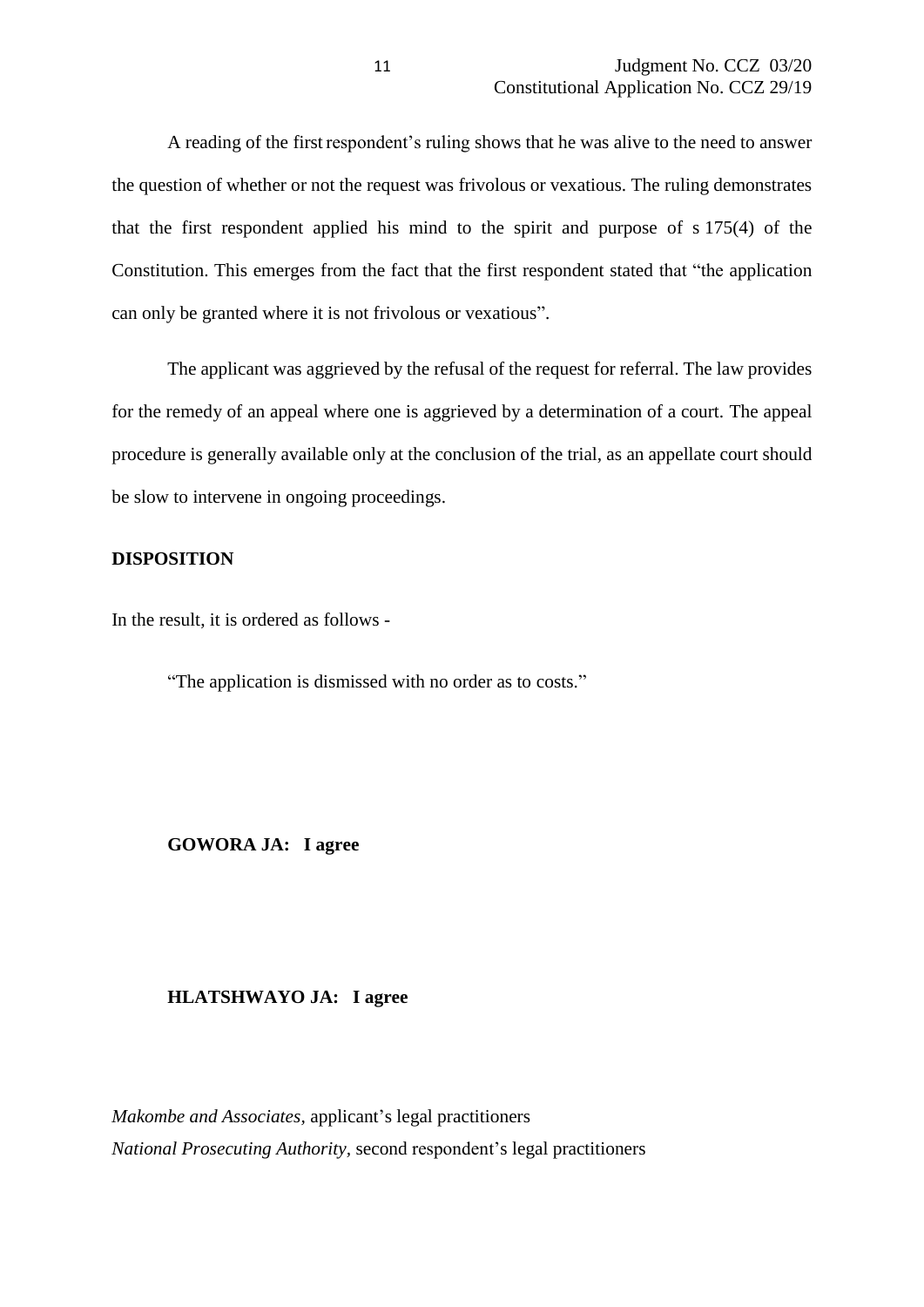A reading of the first respondent's ruling shows that he was alive to the need to answer the question of whether or not the request was frivolous or vexatious. The ruling demonstrates that the first respondent applied his mind to the spirit and purpose of s 175(4) of the Constitution. This emerges from the fact that the first respondent stated that "the application can only be granted where it is not frivolous or vexatious".

The applicant was aggrieved by the refusal of the request for referral. The law provides for the remedy of an appeal where one is aggrieved by a determination of a court. The appeal procedure is generally available only at the conclusion of the trial, as an appellate court should be slow to intervene in ongoing proceedings.

**DISPOSITION**

In the result, it is ordered as follows -

"The application is dismissed with no order as to costs."

**GOWORA JA: I agree**

**HLATSHWAYO JA: I agree**

*Makombe and Associates*, applicant's legal practitioners
*National Prosecuting Authority*, second respondent's legal practitioners